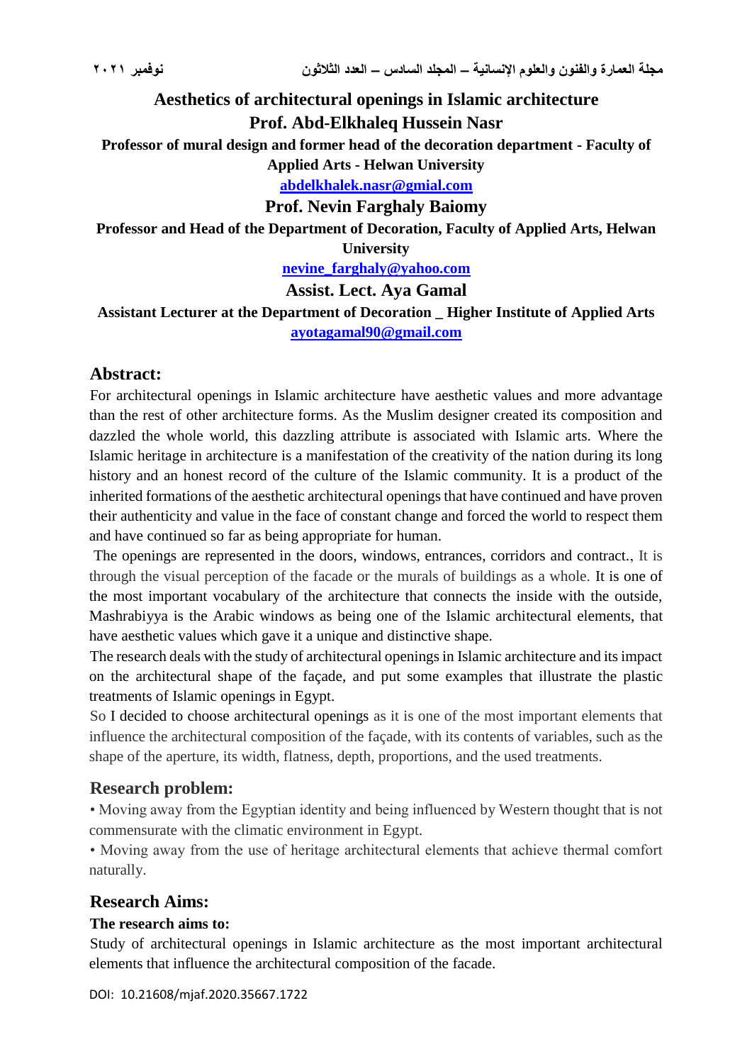# Aesthetics of architectural openings in Islamic architecture

**Prof. Abd-Elkhaleq Hussein Nasr**

**Professor of mural design and former head of the decoration department - Faculty of Applied Arts - Helwan University**

**abdelkhalek.nasr@gmial.com**

**Prof. Nevin Farghaly Baiomy**

**Professor and Head of the Department of Decoration, Faculty of Applied Arts, Helwan University**

**nevine_farghaly@yahoo.com**

**Assist. Lect. Aya Gamal**

**Assistant Lecturer at the Department of Decoration _ Higher Institute of Applied Arts**

**ayotagamal90@gmail.com**

## Abstract:

For architectural openings in Islamic architecture have aesthetic values and more advantage than the rest of other architecture forms. As the Muslim designer created its composition and dazzled the whole world, this dazzling attribute is associated with Islamic arts. Where the Islamic heritage in architecture is a manifestation of the creativity of the nation during its long history and an honest record of the culture of the Islamic community. It is a product of the inherited formations of the aesthetic architectural openings that have continued and have proven their authenticity and value in the face of constant change and forced the world to respect them and have continued so far as being appropriate for human.

The openings are represented in the doors, windows, entrances, corridors and contract., It is through the visual perception of the facade or the murals of buildings as a whole. It is one of the most important vocabulary of the architecture that connects the inside with the outside, Mashrabiyya is the Arabic windows as being one of the Islamic architectural elements, that have aesthetic values which gave it a unique and distinctive shape.

The research deals with the study of architectural openings in Islamic architecture and its impact on the architectural shape of the façade, and put some examples that illustrate the plastic treatments of Islamic openings in Egypt.

So I decided to choose architectural openings as it is one of the most important elements that influence the architectural composition of the façade, with its contents of variables, such as the shape of the aperture, its width, flatness, depth, proportions, and the used treatments.

## Research problem:

- Moving away from the Egyptian identity and being influenced by Western thought that is not commensurate with the climatic environment in Egypt.
- Moving away from the use of heritage architectural elements that achieve thermal comfort naturally.

## Research Aims:

**The research aims to:**

Study of architectural openings in Islamic architecture as the most important architectural elements that influence the architectural composition of the facade.

DOI: 10.21608/mjaf.2020.35667.1722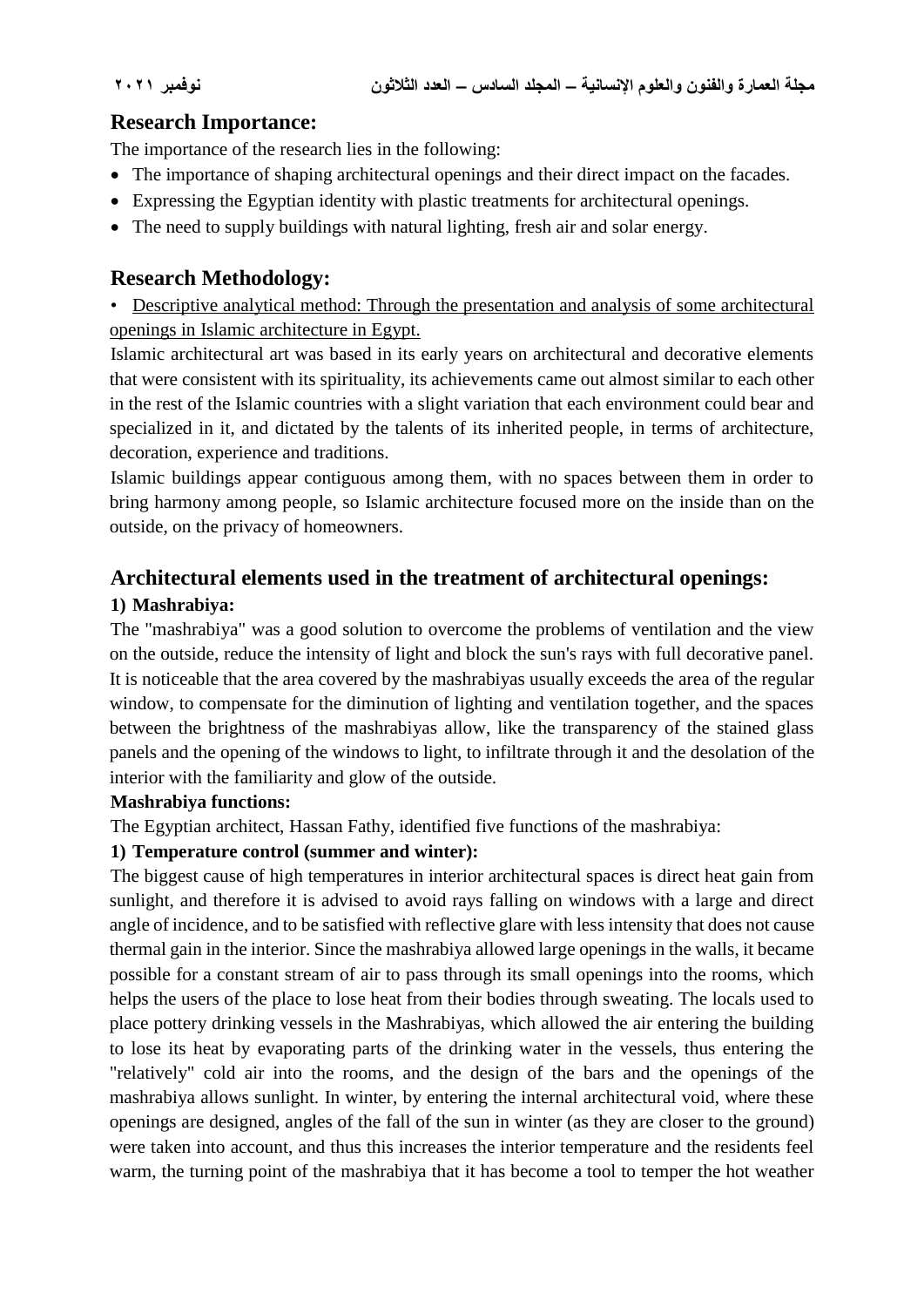## Research Importance:

The importance of the research lies in the following:

- The importance of shaping architectural openings and their direct impact on the facades.
- Expressing the Egyptian identity with plastic treatments for architectural openings.
- The need to supply buildings with natural lighting, fresh air and solar energy.

## Research Methodology:

• Descriptive analytical method: Through the presentation and analysis of some architectural openings in Islamic architecture in Egypt.

Islamic architectural art was based in its early years on architectural and decorative elements that were consistent with its spirituality, its achievements came out almost similar to each other in the rest of the Islamic countries with a slight variation that each environment could bear and specialized in it, and dictated by the talents of its inherited people, in terms of architecture, decoration, experience and traditions.

Islamic buildings appear contiguous among them, with no spaces between them in order to bring harmony among people, so Islamic architecture focused more on the inside than on the outside, on the privacy of homeowners.

## Architectural elements used in the treatment of architectural openings:

### 1) Mashrabiya:

The "mashrabiya" was a good solution to overcome the problems of ventilation and the view on the outside, reduce the intensity of light and block the sun's rays with full decorative panel. It is noticeable that the area covered by the mashrabiyas usually exceeds the area of the regular window, to compensate for the diminution of lighting and ventilation together, and the spaces between the brightness of the mashrabiyas allow, like the transparency of the stained glass panels and the opening of the windows to light, to infiltrate through it and the desolation of the interior with the familiarity and glow of the outside.

**Mashrabiya functions:**

The Egyptian architect, Hassan Fathy, identified five functions of the mashrabiya:

**1) Temperature control (summer and winter):**

The biggest cause of high temperatures in interior architectural spaces is direct heat gain from sunlight, and therefore it is advised to avoid rays falling on windows with a large and direct angle of incidence, and to be satisfied with reflective glare with less intensity that does not cause thermal gain in the interior. Since the mashrabiya allowed large openings in the walls, it became possible for a constant stream of air to pass through its small openings into the rooms, which helps the users of the place to lose heat from their bodies through sweating. The locals used to place pottery drinking vessels in the Mashrabiyas, which allowed the air entering the building to lose its heat by evaporating parts of the drinking water in the vessels, thus entering the "relatively" cold air into the rooms, and the design of the bars and the openings of the mashrabiya allows sunlight. In winter, by entering the internal architectural void, where these openings are designed, angles of the fall of the sun in winter (as they are closer to the ground) were taken into account, and thus this increases the interior temperature and the residents feel warm, the turning point of the mashrabiya that it has become a tool to temper the hot weather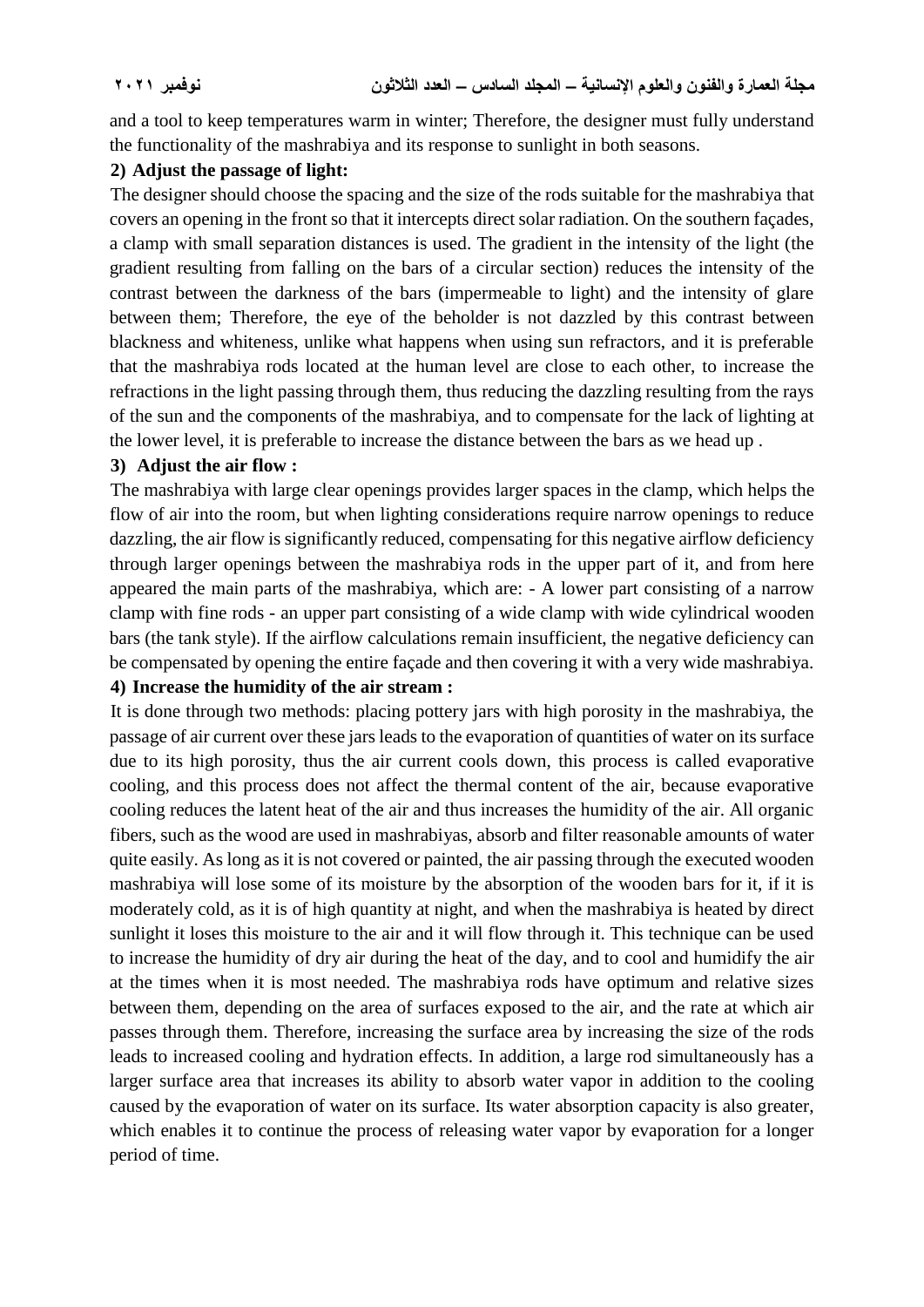and a tool to keep temperatures warm in winter; Therefore, the designer must fully understand the functionality of the mashrabiya and its response to sunlight in both seasons.

**2) Adjust the passage of light:**

The designer should choose the spacing and the size of the rods suitable for the mashrabiya that covers an opening in the front so that it intercepts direct solar radiation. On the southern façades, a clamp with small separation distances is used. The gradient in the intensity of the light (the gradient resulting from falling on the bars of a circular section) reduces the intensity of the contrast between the darkness of the bars (impermeable to light) and the intensity of glare between them; Therefore, the eye of the beholder is not dazzled by this contrast between blackness and whiteness, unlike what happens when using sun refractors, and it is preferable that the mashrabiya rods located at the human level are close to each other, to increase the refractions in the light passing through them, thus reducing the dazzling resulting from the rays of the sun and the components of the mashrabiya, and to compensate for the lack of lighting at the lower level, it is preferable to increase the distance between the bars as we head up .

**3) Adjust the air flow :**

The mashrabiya with large clear openings provides larger spaces in the clamp, which helps the flow of air into the room, but when lighting considerations require narrow openings to reduce dazzling, the air flow is significantly reduced, compensating for this negative airflow deficiency through larger openings between the mashrabiya rods in the upper part of it, and from here appeared the main parts of the mashrabiya, which are: - A lower part consisting of a narrow clamp with fine rods - an upper part consisting of a wide clamp with wide cylindrical wooden bars (the tank style). If the airflow calculations remain insufficient, the negative deficiency can be compensated by opening the entire façade and then covering it with a very wide mashrabiya.

**4) Increase the humidity of the air stream :**

It is done through two methods: placing pottery jars with high porosity in the mashrabiya, the passage of air current over these jars leads to the evaporation of quantities of water on its surface due to its high porosity, thus the air current cools down, this process is called evaporative cooling, and this process does not affect the thermal content of the air, because evaporative cooling reduces the latent heat of the air and thus increases the humidity of the air. All organic fibers, such as the wood are used in mashrabiyas, absorb and filter reasonable amounts of water quite easily. As long as it is not covered or painted, the air passing through the executed wooden mashrabiya will lose some of its moisture by the absorption of the wooden bars for it, if it is moderately cold, as it is of high quantity at night, and when the mashrabiya is heated by direct sunlight it loses this moisture to the air and it will flow through it. This technique can be used to increase the humidity of dry air during the heat of the day, and to cool and humidify the air at the times when it is most needed. The mashrabiya rods have optimum and relative sizes between them, depending on the area of surfaces exposed to the air, and the rate at which air passes through them. Therefore, increasing the surface area by increasing the size of the rods leads to increased cooling and hydration effects. In addition, a large rod simultaneously has a larger surface area that increases its ability to absorb water vapor in addition to the cooling caused by the evaporation of water on its surface. Its water absorption capacity is also greater, which enables it to continue the process of releasing water vapor by evaporation for a longer period of time.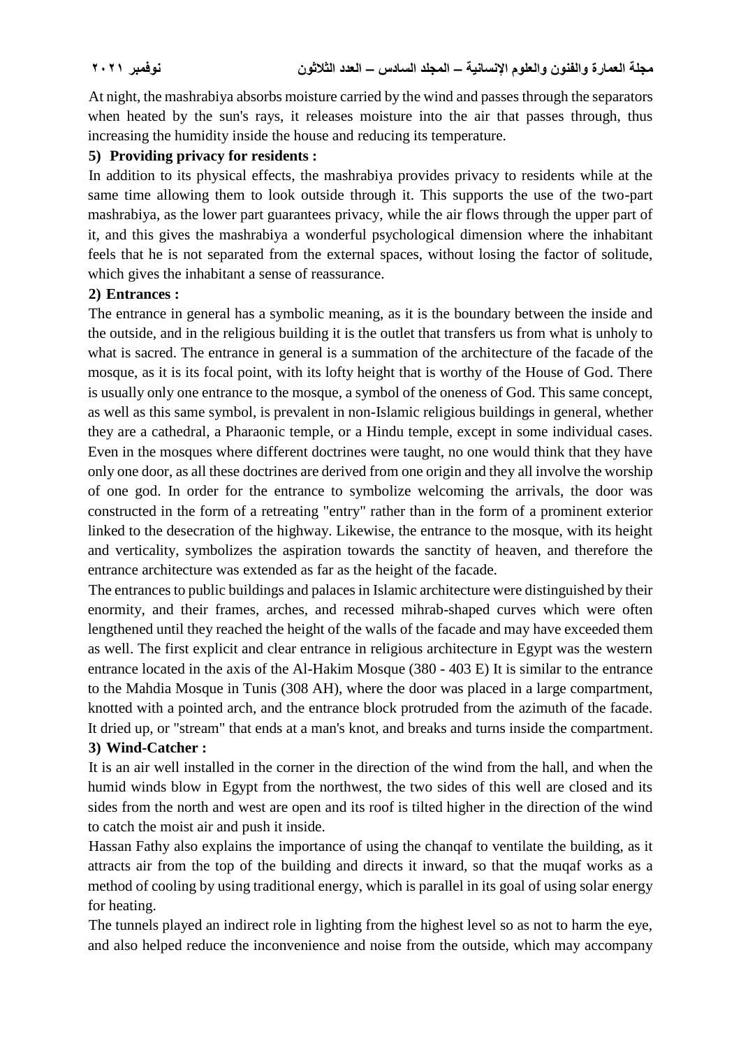At night, the mashrabiya absorbs moisture carried by the wind and passes through the separators when heated by the sun's rays, it releases moisture into the air that passes through, thus increasing the humidity inside the house and reducing its temperature.

**5) Providing privacy for residents :**

In addition to its physical effects, the mashrabiya provides privacy to residents while at the same time allowing them to look outside through it. This supports the use of the two-part mashrabiya, as the lower part guarantees privacy, while the air flows through the upper part of it, and this gives the mashrabiya a wonderful psychological dimension where the inhabitant feels that he is not separated from the external spaces, without losing the factor of solitude, which gives the inhabitant a sense of reassurance.

**2) Entrances :**

The entrance in general has a symbolic meaning, as it is the boundary between the inside and the outside, and in the religious building it is the outlet that transfers us from what is unholy to what is sacred. The entrance in general is a summation of the architecture of the facade of the mosque, as it is its focal point, with its lofty height that is worthy of the House of God. There is usually only one entrance to the mosque, a symbol of the oneness of God. This same concept, as well as this same symbol, is prevalent in non-Islamic religious buildings in general, whether they are a cathedral, a Pharaonic temple, or a Hindu temple, except in some individual cases. Even in the mosques where different doctrines were taught, no one would think that they have only one door, as all these doctrines are derived from one origin and they all involve the worship of one god. In order for the entrance to symbolize welcoming the arrivals, the door was constructed in the form of a retreating "entry" rather than in the form of a prominent exterior linked to the desecration of the highway. Likewise, the entrance to the mosque, with its height and verticality, symbolizes the aspiration towards the sanctity of heaven, and therefore the entrance architecture was extended as far as the height of the facade.

The entrances to public buildings and palaces in Islamic architecture were distinguished by their enormity, and their frames, arches, and recessed mihrab-shaped curves which were often lengthened until they reached the height of the walls of the facade and may have exceeded them as well. The first explicit and clear entrance in religious architecture in Egypt was the western entrance located in the axis of the Al-Hakim Mosque (380 - 403 E) It is similar to the entrance to the Mahdia Mosque in Tunis (308 AH), where the door was placed in a large compartment, knotted with a pointed arch, and the entrance block protruded from the azimuth of the facade. It dried up, or "stream" that ends at a man's knot, and breaks and turns inside the compartment.

**3) Wind-Catcher :**

It is an air well installed in the corner in the direction of the wind from the hall, and when the humid winds blow in Egypt from the northwest, the two sides of this well are closed and its sides from the north and west are open and its roof is tilted higher in the direction of the wind to catch the moist air and push it inside.

Hassan Fathy also explains the importance of using the chanqaf to ventilate the building, as it attracts air from the top of the building and directs it inward, so that the muqaf works as a method of cooling by using traditional energy, which is parallel in its goal of using solar energy for heating.

The tunnels played an indirect role in lighting from the highest level so as not to harm the eye, and also helped reduce the inconvenience and noise from the outside, which may accompany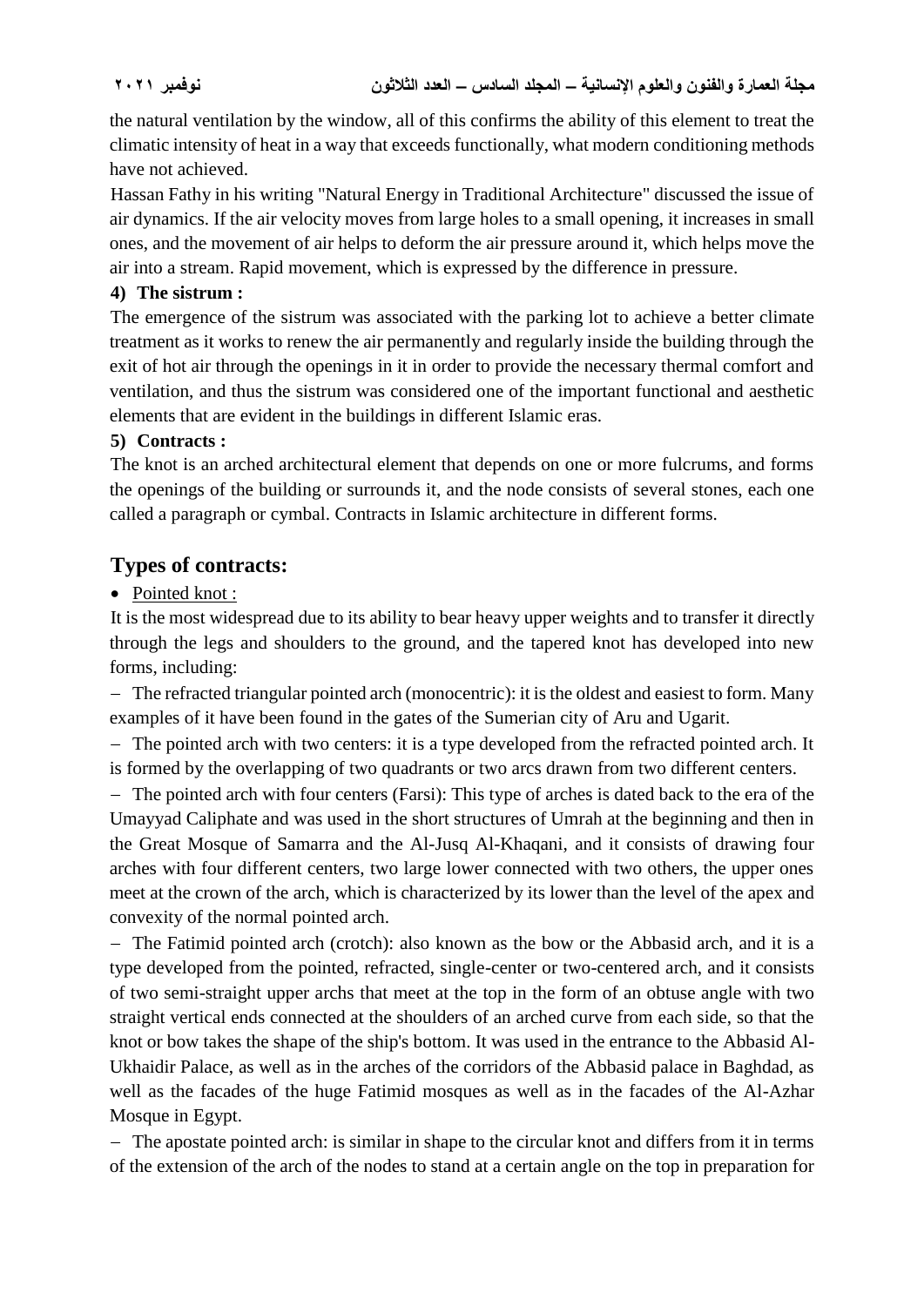the natural ventilation by the window, all of this confirms the ability of this element to treat the climatic intensity of heat in a way that exceeds functionally, what modern conditioning methods have not achieved.

Hassan Fathy in his writing "Natural Energy in Traditional Architecture" discussed the issue of air dynamics. If the air velocity moves from large holes to a small opening, it increases in small ones, and the movement of air helps to deform the air pressure around it, which helps move the air into a stream. Rapid movement, which is expressed by the difference in pressure.

**4) The sistrum :**

The emergence of the sistrum was associated with the parking lot to achieve a better climate treatment as it works to renew the air permanently and regularly inside the building through the exit of hot air through the openings in it in order to provide the necessary thermal comfort and ventilation, and thus the sistrum was considered one of the important functional and aesthetic elements that are evident in the buildings in different Islamic eras.

**5) Contracts :**

The knot is an arched architectural element that depends on one or more fulcrums, and forms the openings of the building or surrounds it, and the node consists of several stones, each one called a paragraph or cymbal. Contracts in Islamic architecture in different forms.

## Types of contracts:

- Pointed knot :

It is the most widespread due to its ability to bear heavy upper weights and to transfer it directly through the legs and shoulders to the ground, and the tapered knot has developed into new forms, including:

- The refracted triangular pointed arch (monocentric): it is the oldest and easiest to form. Many examples of it have been found in the gates of the Sumerian city of Aru and Ugarit.
- The pointed arch with two centers: it is a type developed from the refracted pointed arch. It is formed by the overlapping of two quadrants or two arcs drawn from two different centers.
- The pointed arch with four centers (Farsi): This type of arches is dated back to the era of the Umayyad Caliphate and was used in the short structures of Umrah at the beginning and then in the Great Mosque of Samarra and the Al-Jusq Al-Khaqani, and it consists of drawing four arches with four different centers, two large lower connected with two others, the upper ones meet at the crown of the arch, which is characterized by its lower than the level of the apex and convexity of the normal pointed arch.
- The Fatimid pointed arch (crotch): also known as the bow or the Abbasid arch, and it is a type developed from the pointed, refracted, single-center or two-centered arch, and it consists of two semi-straight upper archs that meet at the top in the form of an obtuse angle with two straight vertical ends connected at the shoulders of an arched curve from each side, so that the knot or bow takes the shape of the ship's bottom. It was used in the entrance to the Abbasid Al-Ukhaidir Palace, as well as in the arches of the corridors of the Abbasid palace in Baghdad, as well as the facades of the huge Fatimid mosques as well as in the facades of the Al-Azhar Mosque in Egypt.
- The apostate pointed arch: is similar in shape to the circular knot and differs from it in terms of the extension of the arch of the nodes to stand at a certain angle on the top in preparation for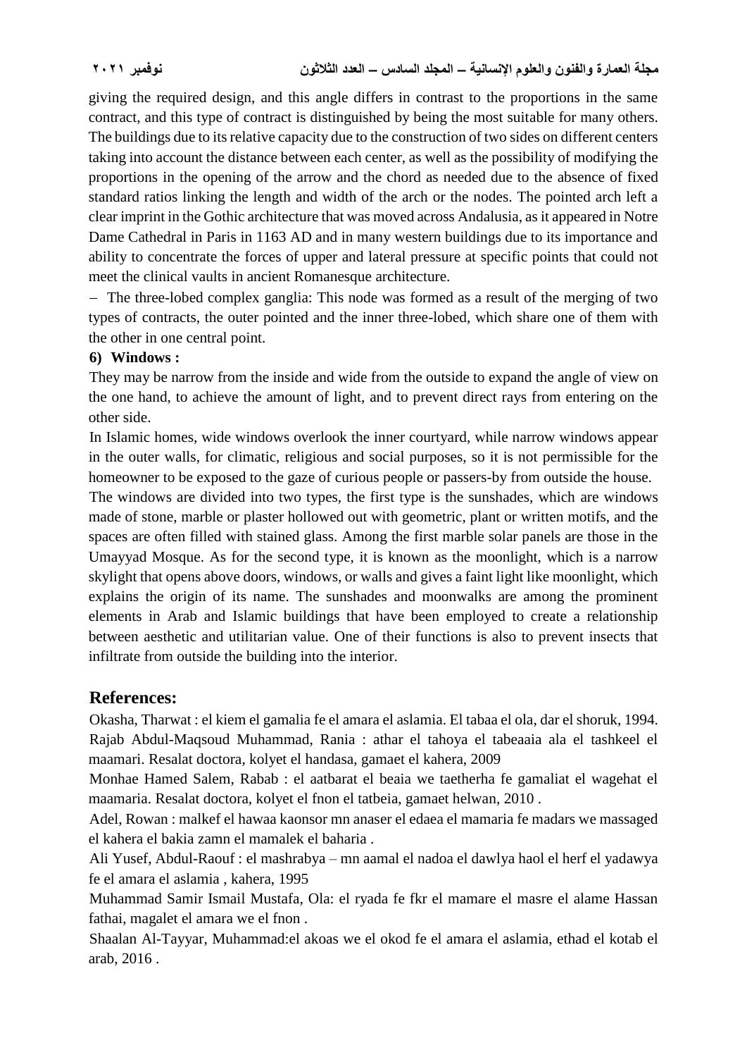giving the required design, and this angle differs in contrast to the proportions in the same contract, and this type of contract is distinguished by being the most suitable for many others. The buildings due to its relative capacity due to the construction of two sides on different centers taking into account the distance between each center, as well as the possibility of modifying the proportions in the opening of the arrow and the chord as needed due to the absence of fixed standard ratios linking the length and width of the arch or the nodes. The pointed arch left a clear imprint in the Gothic architecture that was moved across Andalusia, as it appeared in Notre Dame Cathedral in Paris in 1163 AD and in many western buildings due to its importance and ability to concentrate the forces of upper and lateral pressure at specific points that could not meet the clinical vaults in ancient Romanesque architecture.

- The three-lobed complex ganglia: This node was formed as a result of the merging of two types of contracts, the outer pointed and the inner three-lobed, which share one of them with the other in one central point.

**6) Windows :**

They may be narrow from the inside and wide from the outside to expand the angle of view on the one hand, to achieve the amount of light, and to prevent direct rays from entering on the other side.

In Islamic homes, wide windows overlook the inner courtyard, while narrow windows appear in the outer walls, for climatic, religious and social purposes, so it is not permissible for the homeowner to be exposed to the gaze of curious people or passers-by from outside the house.

The windows are divided into two types, the first type is the sunshades, which are windows made of stone, marble or plaster hollowed out with geometric, plant or written motifs, and the spaces are often filled with stained glass. Among the first marble solar panels are those in the Umayyad Mosque. As for the second type, it is known as the moonlight, which is a narrow skylight that opens above doors, windows, or walls and gives a faint light like moonlight, which explains the origin of its name. The sunshades and moonwalks are among the prominent elements in Arab and Islamic buildings that have been employed to create a relationship between aesthetic and utilitarian value. One of their functions is also to prevent insects that infiltrate from outside the building into the interior.

## References:

Okasha, Tharwat : el kiem el gamalia fe el amara el aslamia. El tabaa el ola, dar el shoruk, 1994.

Rajab Abdul-Maqsoud Muhammad, Rania : athar el tahoya el tabeaaia ala el tashkeel el maamari. Resalat doctora, kolyet el handasa, gamaet el kahera, 2009

Monhae Hamed Salem, Rabab : el aatbarat el beaia we taetherha fe gamaliat el wagehat el maamaria. Resalat doctora, kolyet el fnon el tatbeia, gamaet helwan, 2010 .

Adel, Rowan : malkef el hawaa kaonsor mn anaser el edaea el mamaria fe madars we massaged el kahera el bakia zamn el mamalek el baharia .

Ali Yusef, Abdul-Raouf : el mashrabya – mn aamal el nadoa el dawlya haol el herf el yadawya fe el amara el aslamia , kahera, 1995

Muhammad Samir Ismail Mustafa, Ola: el ryada fe fkr el mamare el masre el alame Hassan fathai, magalet el amara we el fnon .

Shaalan Al-Tayyar, Muhammad:el akoas we el okod fe el amara el aslamia, ethad el kotab el arab, 2016 .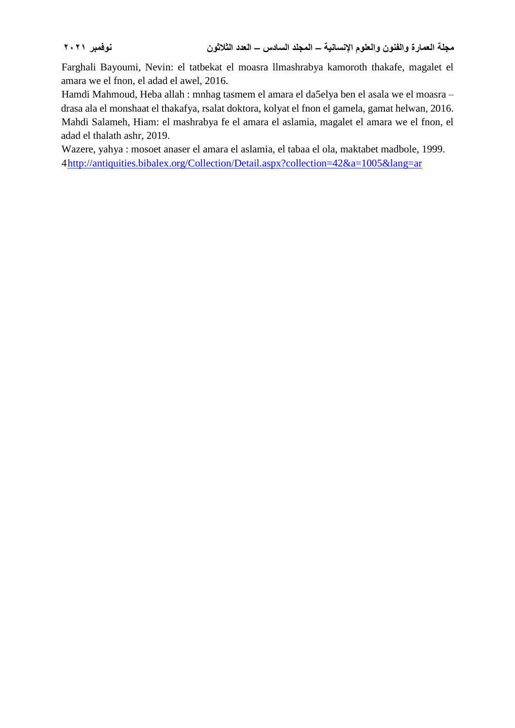Farghali Bayoumi, Nevin: el tatbekat el moasra llmashrabya kamoroth thakafe, magalet el amara we el fnon, el adad el awel, 2016.

Hamdi Mahmoud, Heba allah : mnhag tasmem el amara el da5elya ben el asala we el moasra – drasa ala el monshaat el thakafya, rsalat doktora, kolyat el fnon el gamela, gamat helwan, 2016.

Mahdi Salameh, Hiam: el mashrabya fe el amara el aslamia, magalet el amara we el fnon, el adad el thalath ashr, 2019.

Wazere, yahya : mosoet anaser el amara el aslamia, el tabaa el ola, maktabet madbole, 1999.

4 http://antiquities.bibalex.org/Collection/Detail.aspx?collection=42&a=1005&lang=ar